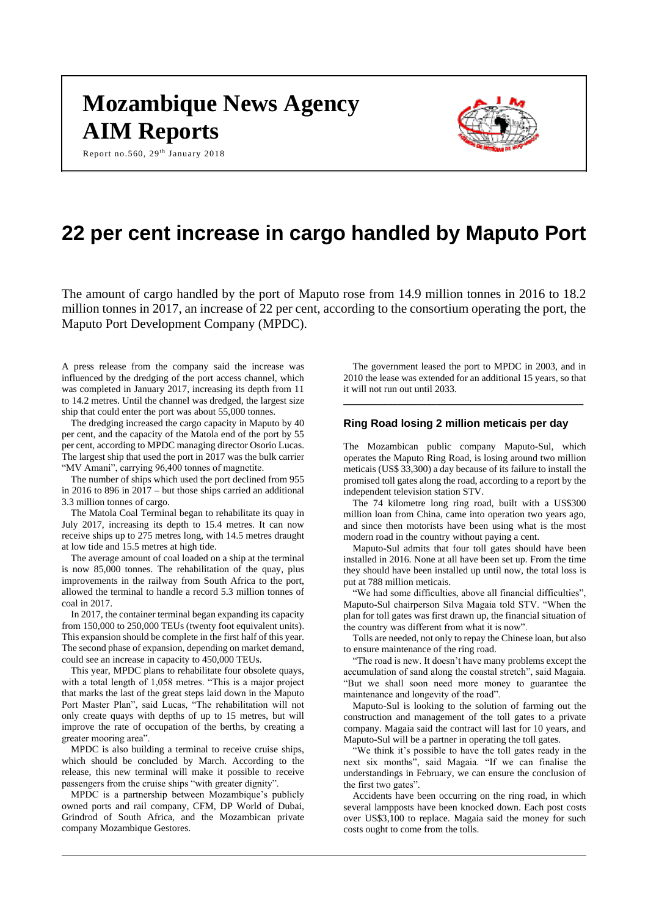# Mozambique News Agency
# AIM Reports

Report no.560, 29th January 2018

# 22 per cent increase in cargo handled by Maputo Port

The amount of cargo handled by the port of Maputo rose from 14.9 million tonnes in 2016 to 18.2 million tonnes in 2017, an increase of 22 per cent, according to the consortium operating the port, the Maputo Port Development Company (MPDC).

A press release from the company said the increase was influenced by the dredging of the port access channel, which was completed in January 2017, increasing its depth from 11 to 14.2 metres. Until the channel was dredged, the largest size ship that could enter the port was about 55,000 tonnes.

The dredging increased the cargo capacity in Maputo by 40 per cent, and the capacity of the Matola end of the port by 55 per cent, according to MPDC managing director Osorio Lucas. The largest ship that used the port in 2017 was the bulk carrier "MV Amani", carrying 96,400 tonnes of magnetite.

The number of ships which used the port declined from 955 in 2016 to 896 in 2017 – but those ships carried an additional 3.3 million tonnes of cargo.

The Matola Coal Terminal began to rehabilitate its quay in July 2017, increasing its depth to 15.4 metres. It can now receive ships up to 275 metres long, with 14.5 metres draught at low tide and 15.5 metres at high tide.

The average amount of coal loaded on a ship at the terminal is now 85,000 tonnes. The rehabilitation of the quay, plus improvements in the railway from South Africa to the port, allowed the terminal to handle a record 5.3 million tonnes of coal in 2017.

In 2017, the container terminal began expanding its capacity from 150,000 to 250,000 TEUs (twenty foot equivalent units). This expansion should be complete in the first half of this year. The second phase of expansion, depending on market demand, could see an increase in capacity to 450,000 TEUs.

This year, MPDC plans to rehabilitate four obsolete quays, with a total length of 1,058 metres. "This is a major project that marks the last of the great steps laid down in the Maputo Port Master Plan", said Lucas, "The rehabilitation will not only create quays with depths of up to 15 metres, but will improve the rate of occupation of the berths, by creating a greater mooring area".

MPDC is also building a terminal to receive cruise ships, which should be concluded by March. According to the release, this new terminal will make it possible to receive passengers from the cruise ships "with greater dignity".

MPDC is a partnership between Mozambique's publicly owned ports and rail company, CFM, DP World of Dubai, Grindrod of South Africa, and the Mozambican private company Mozambique Gestores.

The government leased the port to MPDC in 2003, and in 2010 the lease was extended for an additional 15 years, so that it will not run out until 2033.

---

### Ring Road losing 2 million meticais per day

The Mozambican public company Maputo-Sul, which operates the Maputo Ring Road, is losing around two million meticais (US$ 33,300) a day because of its failure to install the promised toll gates along the road, according to a report by the independent television station STV.

The 74 kilometre long ring road, built with a US$300 million loan from China, came into operation two years ago, and since then motorists have been using what is the most modern road in the country without paying a cent.

Maputo-Sul admits that four toll gates should have been installed in 2016. None at all have been set up. From the time they should have been installed up until now, the total loss is put at 788 million meticais.

"We had some difficulties, above all financial difficulties", Maputo-Sul chairperson Silva Magaia told STV. "When the plan for toll gates was first drawn up, the financial situation of the country was different from what it is now".

Tolls are needed, not only to repay the Chinese loan, but also to ensure maintenance of the ring road.

"The road is new. It doesn't have many problems except the accumulation of sand along the coastal stretch", said Magaia. "But we shall soon need more money to guarantee the maintenance and longevity of the road".

Maputo-Sul is looking to the solution of farming out the construction and management of the toll gates to a private company. Magaia said the contract will last for 10 years, and Maputo-Sul will be a partner in operating the toll gates.

"We think it's possible to have the toll gates ready in the next six months", said Magaia. "If we can finalise the understandings in February, we can ensure the conclusion of the first two gates".

Accidents have been occurring on the ring road, in which several lampposts have been knocked down. Each post costs over US$3,100 to replace. Magaia said the money for such costs ought to come from the tolls.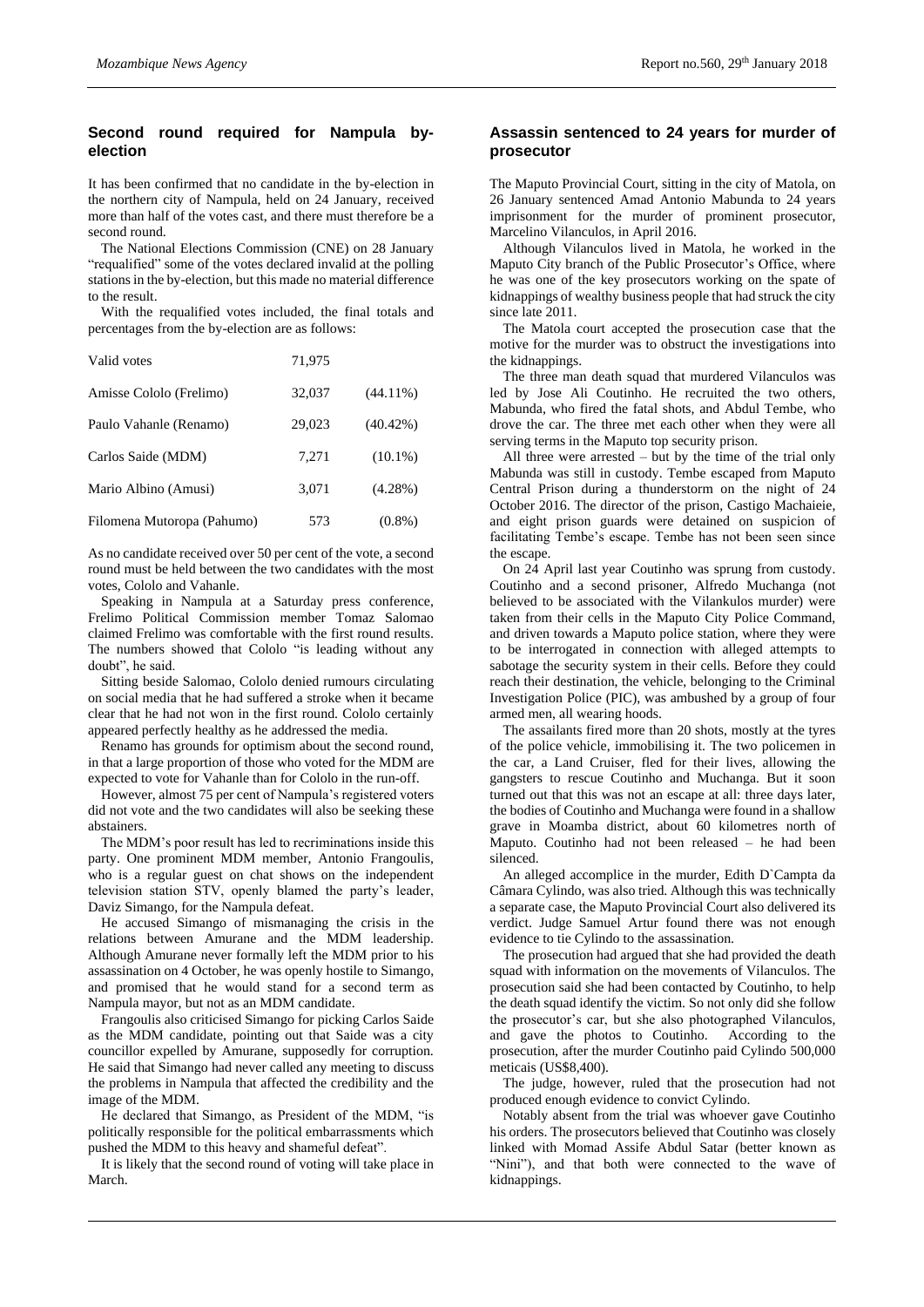## Second round required for Nampula by-election

It has been confirmed that no candidate in the by-election in the northern city of Nampula, held on 24 January, received more than half of the votes cast, and there must therefore be a second round.

The National Elections Commission (CNE) on 28 January "requalified" some of the votes declared invalid at the polling stations in the by-election, but this made no material difference to the result.

With the requalified votes included, the final totals and percentages from the by-election are as follows:

| | | |
|---|---|---|
| Valid votes | 71,975 | |
| Amisse Cololo (Frelimo) | 32,037 | (44.11%) |
| Paulo Vahanle (Renamo) | 29,023 | (40.42%) |
| Carlos Saide (MDM) | 7,271 | (10.1%) |
| Mario Albino (Amusi) | 3,071 | (4.28%) |
| Filomena Mutoropa (Pahumo) | 573 | (0.8%) |

As no candidate received over 50 per cent of the vote, a second round must be held between the two candidates with the most votes, Cololo and Vahanle.

Speaking in Nampula at a Saturday press conference, Frelimo Political Commission member Tomaz Salomao claimed Frelimo was comfortable with the first round results. The numbers showed that Cololo "is leading without any doubt", he said.

Sitting beside Salomao, Cololo denied rumours circulating on social media that he had suffered a stroke when it became clear that he had not won in the first round. Cololo certainly appeared perfectly healthy as he addressed the media.

Renamo has grounds for optimism about the second round, in that a large proportion of those who voted for the MDM are expected to vote for Vahanle than for Cololo in the run-off.

However, almost 75 per cent of Nampula's registered voters did not vote and the two candidates will also be seeking these abstainers.

The MDM's poor result has led to recriminations inside this party. One prominent MDM member, Antonio Frangoulis, who is a regular guest on chat shows on the independent television station STV, openly blamed the party's leader, Daviz Simango, for the Nampula defeat.

He accused Simango of mismanaging the crisis in the relations between Amurane and the MDM leadership. Although Amurane never formally left the MDM prior to his assassination on 4 October, he was openly hostile to Simango, and promised that he would stand for a second term as Nampula mayor, but not as an MDM candidate.

Frangoulis also criticised Simango for picking Carlos Saide as the MDM candidate, pointing out that Saide was a city councillor expelled by Amurane, supposedly for corruption. He said that Simango had never called any meeting to discuss the problems in Nampula that affected the credibility and the image of the MDM.

He declared that Simango, as President of the MDM, "is politically responsible for the political embarrassments which pushed the MDM to this heavy and shameful defeat".

It is likely that the second round of voting will take place in March.

## Assassin sentenced to 24 years for murder of prosecutor

The Maputo Provincial Court, sitting in the city of Matola, on 26 January sentenced Amad Antonio Mabunda to 24 years imprisonment for the murder of prominent prosecutor, Marcelino Vilanculos, in April 2016.

Although Vilanculos lived in Matola, he worked in the Maputo City branch of the Public Prosecutor's Office, where he was one of the key prosecutors working on the spate of kidnappings of wealthy business people that had struck the city since late 2011.

The Matola court accepted the prosecution case that the motive for the murder was to obstruct the investigations into the kidnappings.

The three man death squad that murdered Vilanculos was led by Jose Ali Coutinho. He recruited the two others, Mabunda, who fired the fatal shots, and Abdul Tembe, who drove the car. The three met each other when they were all serving terms in the Maputo top security prison.

All three were arrested – but by the time of the trial only Mabunda was still in custody. Tembe escaped from Maputo Central Prison during a thunderstorm on the night of 24 October 2016. The director of the prison, Castigo Machaieie, and eight prison guards were detained on suspicion of facilitating Tembe's escape. Tembe has not been seen since the escape.

On 24 April last year Coutinho was sprung from custody. Coutinho and a second prisoner, Alfredo Muchanga (not believed to be associated with the Vilankulos murder) were taken from their cells in the Maputo City Police Command, and driven towards a Maputo police station, where they were to be interrogated in connection with alleged attempts to sabotage the security system in their cells. Before they could reach their destination, the vehicle, belonging to the Criminal Investigation Police (PIC), was ambushed by a group of four armed men, all wearing hoods.

The assailants fired more than 20 shots, mostly at the tyres of the police vehicle, immobilising it. The two policemen in the car, a Land Cruiser, fled for their lives, allowing the gangsters to rescue Coutinho and Muchanga. But it soon turned out that this was not an escape at all: three days later, the bodies of Coutinho and Muchanga were found in a shallow grave in Moamba district, about 60 kilometres north of Maputo. Coutinho had not been released – he had been silenced.

An alleged accomplice in the murder, Edith D`Campta da Câmara Cylindo, was also tried. Although this was technically a separate case, the Maputo Provincial Court also delivered its verdict. Judge Samuel Artur found there was not enough evidence to tie Cylindo to the assassination.

The prosecution had argued that she had provided the death squad with information on the movements of Vilanculos. The prosecution said she had been contacted by Coutinho, to help the death squad identify the victim. So not only did she follow the prosecutor's car, but she also photographed Vilanculos, and gave the photos to Coutinho. According to the prosecution, after the murder Coutinho paid Cylindo 500,000 meticais (US$8,400).

The judge, however, ruled that the prosecution had not produced enough evidence to convict Cylindo.

Notably absent from the trial was whoever gave Coutinho his orders. The prosecutors believed that Coutinho was closely linked with Momad Assife Abdul Satar (better known as "Nini"), and that both were connected to the wave of kidnappings.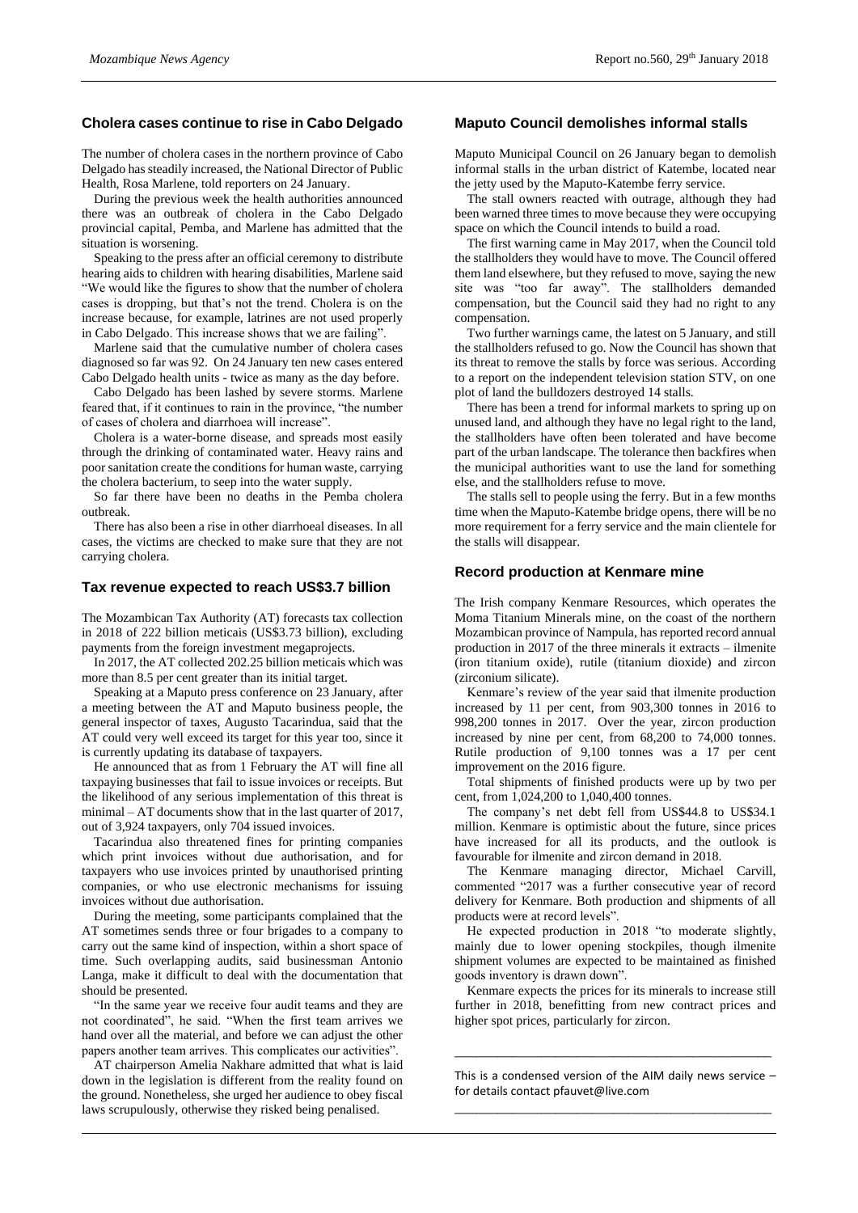## Cholera cases continue to rise in Cabo Delgado

The number of cholera cases in the northern province of Cabo Delgado has steadily increased, the National Director of Public Health, Rosa Marlene, told reporters on 24 January.

During the previous week the health authorities announced there was an outbreak of cholera in the Cabo Delgado provincial capital, Pemba, and Marlene has admitted that the situation is worsening.

Speaking to the press after an official ceremony to distribute hearing aids to children with hearing disabilities, Marlene said "We would like the figures to show that the number of cholera cases is dropping, but that's not the trend. Cholera is on the increase because, for example, latrines are not used properly in Cabo Delgado. This increase shows that we are failing".

Marlene said that the cumulative number of cholera cases diagnosed so far was 92. On 24 January ten new cases entered Cabo Delgado health units - twice as many as the day before.

Cabo Delgado has been lashed by severe storms. Marlene feared that, if it continues to rain in the province, "the number of cases of cholera and diarrhoea will increase".

Cholera is a water-borne disease, and spreads most easily through the drinking of contaminated water. Heavy rains and poor sanitation create the conditions for human waste, carrying the cholera bacterium, to seep into the water supply.

So far there have been no deaths in the Pemba cholera outbreak.

There has also been a rise in other diarrhoeal diseases. In all cases, the victims are checked to make sure that they are not carrying cholera.

## Tax revenue expected to reach US$3.7 billion

The Mozambican Tax Authority (AT) forecasts tax collection in 2018 of 222 billion meticais (US$3.73 billion), excluding payments from the foreign investment megaprojects.

In 2017, the AT collected 202.25 billion meticais which was more than 8.5 per cent greater than its initial target.

Speaking at a Maputo press conference on 23 January, after a meeting between the AT and Maputo business people, the general inspector of taxes, Augusto Tacarindua, said that the AT could very well exceed its target for this year too, since it is currently updating its database of taxpayers.

He announced that as from 1 February the AT will fine all taxpaying businesses that fail to issue invoices or receipts. But the likelihood of any serious implementation of this threat is minimal – AT documents show that in the last quarter of 2017, out of 3,924 taxpayers, only 704 issued invoices.

Tacarindua also threatened fines for printing companies which print invoices without due authorisation, and for taxpayers who use invoices printed by unauthorised printing companies, or who use electronic mechanisms for issuing invoices without due authorisation.

During the meeting, some participants complained that the AT sometimes sends three or four brigades to a company to carry out the same kind of inspection, within a short space of time. Such overlapping audits, said businessman Antonio Langa, make it difficult to deal with the documentation that should be presented.

"In the same year we receive four audit teams and they are not coordinated", he said. "When the first team arrives we hand over all the material, and before we can adjust the other papers another team arrives. This complicates our activities".

AT chairperson Amelia Nakhare admitted that what is laid down in the legislation is different from the reality found on the ground. Nonetheless, she urged her audience to obey fiscal laws scrupulously, otherwise they risked being penalised.

## Maputo Council demolishes informal stalls

Maputo Municipal Council on 26 January began to demolish informal stalls in the urban district of Katembe, located near the jetty used by the Maputo-Katembe ferry service.

The stall owners reacted with outrage, although they had been warned three times to move because they were occupying space on which the Council intends to build a road.

The first warning came in May 2017, when the Council told the stallholders they would have to move. The Council offered them land elsewhere, but they refused to move, saying the new site was "too far away". The stallholders demanded compensation, but the Council said they had no right to any compensation.

Two further warnings came, the latest on 5 January, and still the stallholders refused to go. Now the Council has shown that its threat to remove the stalls by force was serious. According to a report on the independent television station STV, on one plot of land the bulldozers destroyed 14 stalls.

There has been a trend for informal markets to spring up on unused land, and although they have no legal right to the land, the stallholders have often been tolerated and have become part of the urban landscape. The tolerance then backfires when the municipal authorities want to use the land for something else, and the stallholders refuse to move.

The stalls sell to people using the ferry. But in a few months time when the Maputo-Katembe bridge opens, there will be no more requirement for a ferry service and the main clientele for the stalls will disappear.

## Record production at Kenmare mine

The Irish company Kenmare Resources, which operates the Moma Titanium Minerals mine, on the coast of the northern Mozambican province of Nampula, has reported record annual production in 2017 of the three minerals it extracts – ilmenite (iron titanium oxide), rutile (titanium dioxide) and zircon (zirconium silicate).

Kenmare's review of the year said that ilmenite production increased by 11 per cent, from 903,300 tonnes in 2016 to 998,200 tonnes in 2017. Over the year, zircon production increased by nine per cent, from 68,200 to 74,000 tonnes. Rutile production of 9,100 tonnes was a 17 per cent improvement on the 2016 figure.

Total shipments of finished products were up by two per cent, from 1,024,200 to 1,040,400 tonnes.

The company's net debt fell from US$44.8 to US$34.1 million. Kenmare is optimistic about the future, since prices have increased for all its products, and the outlook is favourable for ilmenite and zircon demand in 2018.

The Kenmare managing director, Michael Carvill, commented "2017 was a further consecutive year of record delivery for Kenmare. Both production and shipments of all products were at record levels".

He expected production in 2018 "to moderate slightly, mainly due to lower opening stockpiles, though ilmenite shipment volumes are expected to be maintained as finished goods inventory is drawn down".

Kenmare expects the prices for its minerals to increase still further in 2018, benefitting from new contract prices and higher spot prices, particularly for zircon.

---

This is a condensed version of the AIM daily news service – for details contact pfauvet@live.com

---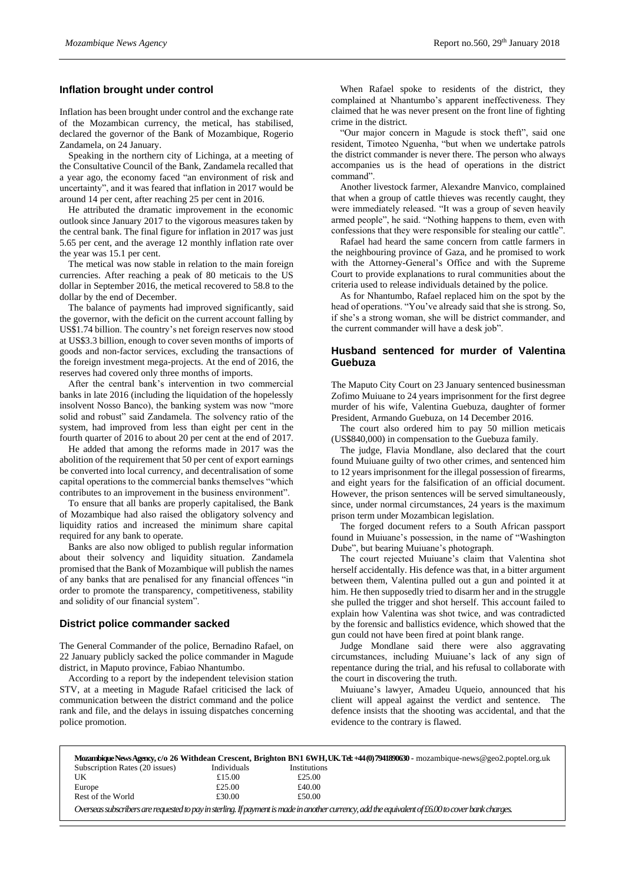## Inflation brought under control

Inflation has been brought under control and the exchange rate of the Mozambican currency, the metical, has stabilised, declared the governor of the Bank of Mozambique, Rogerio Zandamela, on 24 January.

Speaking in the northern city of Lichinga, at a meeting of the Consultative Council of the Bank, Zandamela recalled that a year ago, the economy faced "an environment of risk and uncertainty", and it was feared that inflation in 2017 would be around 14 per cent, after reaching 25 per cent in 2016.

He attributed the dramatic improvement in the economic outlook since January 2017 to the vigorous measures taken by the central bank. The final figure for inflation in 2017 was just 5.65 per cent, and the average 12 monthly inflation rate over the year was 15.1 per cent.

The metical was now stable in relation to the main foreign currencies. After reaching a peak of 80 meticais to the US dollar in September 2016, the metical recovered to 58.8 to the dollar by the end of December.

The balance of payments had improved significantly, said the governor, with the deficit on the current account falling by US$1.74 billion. The country's net foreign reserves now stood at US$3.3 billion, enough to cover seven months of imports of goods and non-factor services, excluding the transactions of the foreign investment mega-projects. At the end of 2016, the reserves had covered only three months of imports.

After the central bank's intervention in two commercial banks in late 2016 (including the liquidation of the hopelessly insolvent Nosso Banco), the banking system was now "more solid and robust" said Zandamela. The solvency ratio of the system, had improved from less than eight per cent in the fourth quarter of 2016 to about 20 per cent at the end of 2017.

He added that among the reforms made in 2017 was the abolition of the requirement that 50 per cent of export earnings be converted into local currency, and decentralisation of some capital operations to the commercial banks themselves "which contributes to an improvement in the business environment".

To ensure that all banks are properly capitalised, the Bank of Mozambique had also raised the obligatory solvency and liquidity ratios and increased the minimum share capital required for any bank to operate.

Banks are also now obliged to publish regular information about their solvency and liquidity situation. Zandamela promised that the Bank of Mozambique will publish the names of any banks that are penalised for any financial offences "in order to promote the transparency, competitiveness, stability and solidity of our financial system".

## District police commander sacked

The General Commander of the police, Bernadino Rafael, on 22 January publicly sacked the police commander in Magude district, in Maputo province, Fabiao Nhantumbo.

According to a report by the independent television station STV, at a meeting in Magude Rafael criticised the lack of communication between the district command and the police rank and file, and the delays in issuing dispatches concerning police promotion.

When Rafael spoke to residents of the district, they complained at Nhantumbo's apparent ineffectiveness. They claimed that he was never present on the front line of fighting crime in the district.

"Our major concern in Magude is stock theft", said one resident, Timoteo Nguenha, "but when we undertake patrols the district commander is never there. The person who always accompanies us is the head of operations in the district command".

Another livestock farmer, Alexandre Manvico, complained that when a group of cattle thieves was recently caught, they were immediately released. "It was a group of seven heavily armed people", he said. "Nothing happens to them, even with confessions that they were responsible for stealing our cattle".

Rafael had heard the same concern from cattle farmers in the neighbouring province of Gaza, and he promised to work with the Attorney-General's Office and with the Supreme Court to provide explanations to rural communities about the criteria used to release individuals detained by the police.

As for Nhantumbo, Rafael replaced him on the spot by the head of operations. "You've already said that she is strong. So, if she's a strong woman, she will be district commander, and the current commander will have a desk job".

## Husband sentenced for murder of Valentina Guebuza

The Maputo City Court on 23 January sentenced businessman Zofimo Muiuane to 24 years imprisonment for the first degree murder of his wife, Valentina Guebuza, daughter of former President, Armando Guebuza, on 14 December 2016.

The court also ordered him to pay 50 million meticais (US$840,000) in compensation to the Guebuza family.

The judge, Flavia Mondlane, also declared that the court found Muiuane guilty of two other crimes, and sentenced him to 12 years imprisonment for the illegal possession of firearms, and eight years for the falsification of an official document. However, the prison sentences will be served simultaneously, since, under normal circumstances, 24 years is the maximum prison term under Mozambican legislation.

The forged document refers to a South African passport found in Muiuane's possession, in the name of "Washington Dube", but bearing Muiuane's photograph.

The court rejected Muiuane's claim that Valentina shot herself accidentally. His defence was that, in a bitter argument between them, Valentina pulled out a gun and pointed it at him. He then supposedly tried to disarm her and in the struggle she pulled the trigger and shot herself. This account failed to explain how Valentina was shot twice, and was contradicted by the forensic and ballistics evidence, which showed that the gun could not have been fired at point blank range.

Judge Mondlane said there were also aggravating circumstances, including Muiuane's lack of any sign of repentance during the trial, and his refusal to collaborate with the court in discovering the truth.

Muiuane's lawyer, Amadeu Uqueio, announced that his client will appeal against the verdict and sentence. The defence insists that the shooting was accidental, and that the evidence to the contrary is flawed.

**Mozambique News Agency, c/o 26 Withdean Crescent, Brighton BN1 6WH, UK. Tel: +44 (0) 7941890630 -** mozambique-news@geo2.poptel.org.uk

| Subscription Rates (20 issues) | Individuals | Institutions |
|---|---|---|
| UK | £15.00 | £25.00 |
| Europe | £25.00 | £40.00 |
| Rest of the World | £30.00 | £50.00 |

*Overseas subscribers are requested to pay in sterling. If payment is made in another currency, add the equivalent of £6.00 to cover bank charges.*